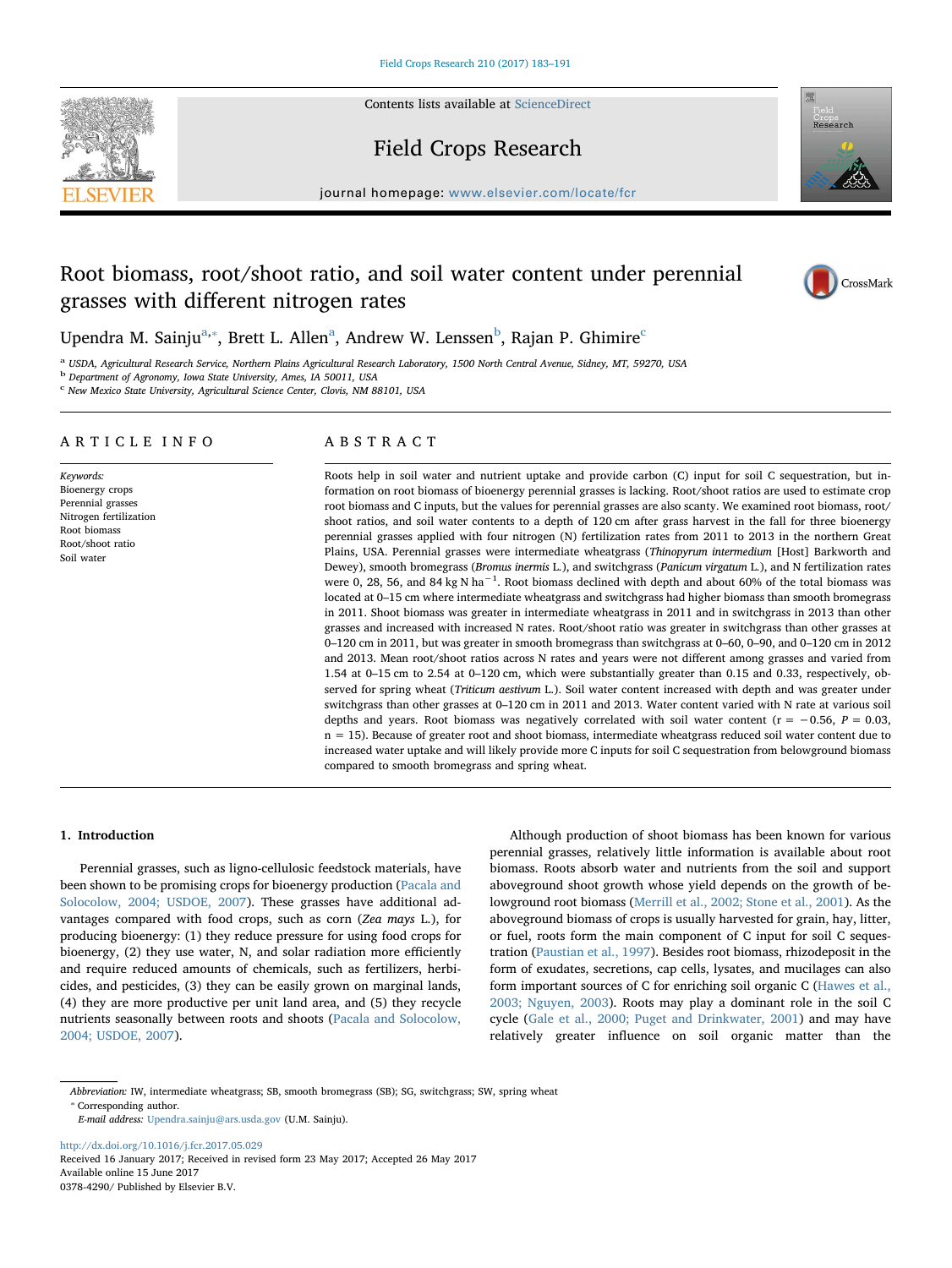# Root biomass, root/shoot ratio, and soil water content under perennial grasses with different nitrogen rates

Upendra M. Sainju[a,*], Brett L. Allen[a], Andrew W. Lenssen[b], Rajan P. Ghimire[c]

[a] USDA, Agricultural Research Service, Northern Plains Agricultural Research Laboratory, 1500 North Central Avenue, Sidney, MT, 59270, USA
[b] Department of Agronomy, Iowa State University, Ames, IA 50011, USA
[c] New Mexico State University, Agricultural Science Center, Clovis, NM 88101, USA

## ARTICLE INFO

*Keywords:*
Bioenergy crops
Perennial grasses
Nitrogen fertilization
Root biomass
Root/shoot ratio
Soil water

## ABSTRACT

Roots help in soil water and nutrient uptake and provide carbon (C) input for soil C sequestration, but information on root biomass of bioenergy perennial grasses is lacking. Root/shoot ratios are used to estimate crop root biomass and C inputs, but the values for perennial grasses are also scanty. We examined root biomass, root/shoot ratios, and soil water contents to a depth of 120 cm after grass harvest in the fall for three bioenergy perennial grasses applied with four nitrogen (N) fertilization rates from 2011 to 2013 in the northern Great Plains, USA. Perennial grasses were intermediate wheatgrass (*Thinopyrum intermedium* [Host] Barkworth and Dewey), smooth bromegrass (*Bromus inermis* L.), and switchgrass (*Panicum virgatum* L.), and N fertilization rates were 0, 28, 56, and 84 kg N $ha^{-1}$. Root biomass declined with depth and about 60% of the total biomass was located at 0–15 cm where intermediate wheatgrass and switchgrass had higher biomass than smooth bromegrass in 2011. Shoot biomass was greater in intermediate wheatgrass in 2011 and in switchgrass in 2013 than other grasses and increased with increased N rates. Root/shoot ratio was greater in switchgrass than other grasses at 0–120 cm in 2011, but was greater in smooth bromegrass than switchgrass at 0–60, 0–90, and 0–120 cm in 2012 and 2013. Mean root/shoot ratios across N rates and years were not different among grasses and varied from 1.54 at 0–15 cm to 2.54 at 0–120 cm, which were substantially greater than 0.15 and 0.33, respectively, observed for spring wheat (*Triticum aestivum* L.). Soil water content increased with depth and was greater under switchgrass than other grasses at 0–120 cm in 2011 and 2013. Water content varied with N rate at various soil depths and years. Root biomass was negatively correlated with soil water content ($r = -0.56$, $P = 0.03$, $n = 15$). Because of greater root and shoot biomass, intermediate wheatgrass reduced soil water content due to increased water uptake and will likely provide more C inputs for soil C sequestration from belowground biomass compared to smooth bromegrass and spring wheat.

## 1. Introduction

Perennial grasses, such as ligno-cellulosic feedstock materials, have been shown to be promising crops for bioenergy production (Pacala and Solocolow, 2004; USDOE, 2007). These grasses have additional advantages compared with food crops, such as corn (*Zea mays* L.), for producing bioenergy: (1) they reduce pressure for using food crops for bioenergy, (2) they use water, N, and solar radiation more efficiently and require reduced amounts of chemicals, such as fertilizers, herbicides, and pesticides, (3) they can be easily grown on marginal lands, (4) they are more productive per unit land area, and (5) they recycle nutrients seasonally between roots and shoots (Pacala and Solocolow, 2004; USDOE, 2007).

Although production of shoot biomass has been known for various perennial grasses, relatively little information is available about root biomass. Roots absorb water and nutrients from the soil and support aboveground shoot growth whose yield depends on the growth of belowground root biomass (Merrill et al., 2002; Stone et al., 2001). As the aboveground biomass of crops is usually harvested for grain, hay, litter, or fuel, roots form the main component of C input for soil C sequestration (Paustian et al., 1997). Besides root biomass, rhizodeposit in the form of exudates, secretions, cap cells, lysates, and mucilages can also form important sources of C for enriching soil organic C (Hawes et al., 2003; Nguyen, 2003). Roots may play a dominant role in the soil C cycle (Gale et al., 2000; Puget and Drinkwater, 2001) and may have relatively greater influence on soil organic matter than the

---

*Abbreviation:* IW, intermediate wheatgrass; SB, smooth bromegrass (SB); SG, switchgrass; SW, spring wheat

* Corresponding author.
*E-mail address:* Upendra.sainju@ars.usda.gov (U.M. Sainju).

http://dx.doi.org/10.1016/j.fcr.2017.05.029
Received 16 January 2017; Received in revised form 23 May 2017; Accepted 26 May 2017
Available online 15 June 2017
0378-4290/ Published by Elsevier B.V.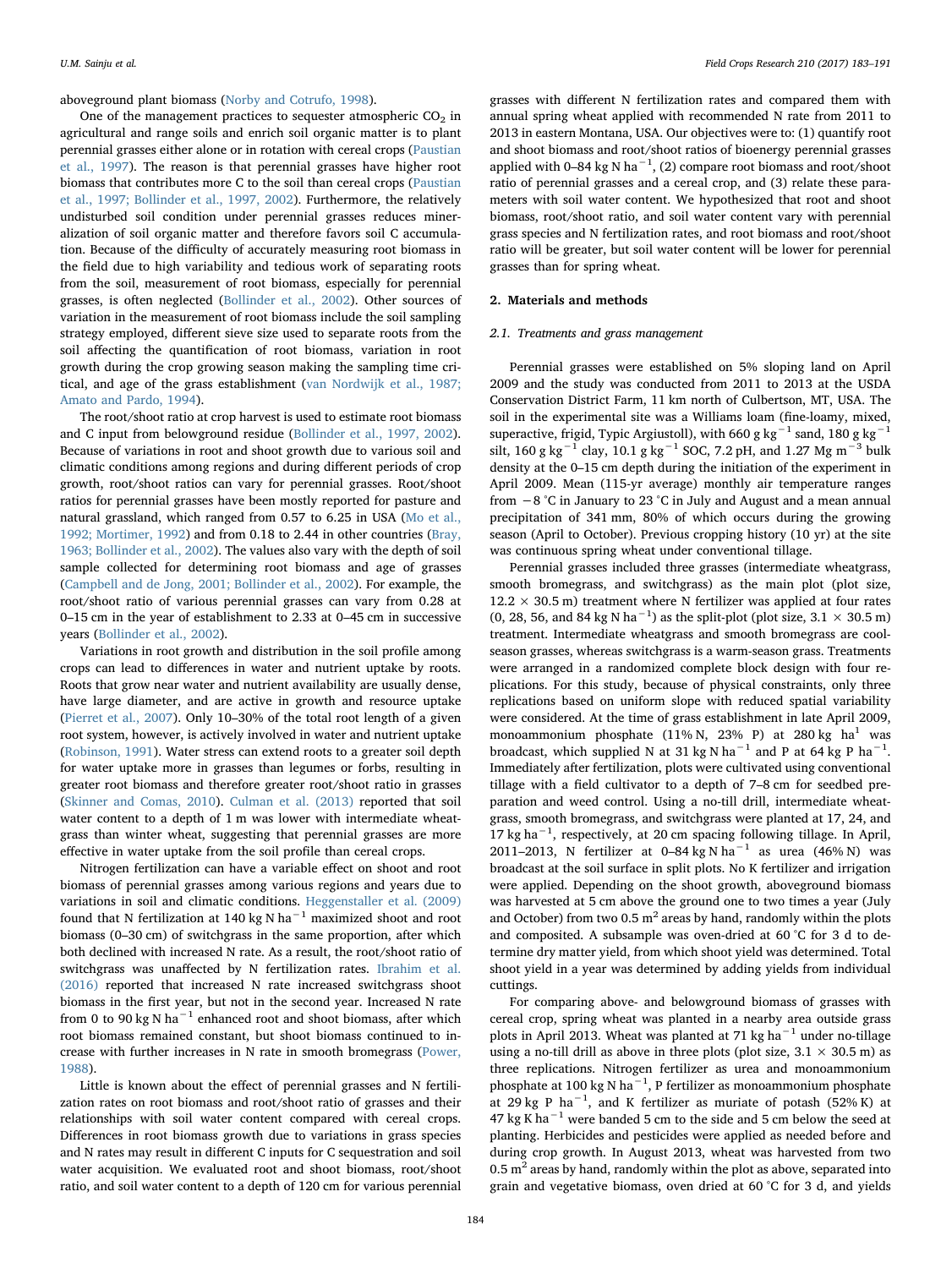aboveground plant biomass (Norby and Cotrufo, 1998).

One of the management practices to sequester atmospheric $CO_2$ in agricultural and range soils and enrich soil organic matter is to plant perennial grasses either alone or in rotation with cereal crops (Paustian et al., 1997). The reason is that perennial grasses have higher root biomass that contributes more C to the soil than cereal crops (Paustian et al., 1997; Bollinder et al., 1997, 2002). Furthermore, the relatively undisturbed soil condition under perennial grasses reduces mineralization of soil organic matter and therefore favors soil C accumulation. Because of the difficulty of accurately measuring root biomass in the field due to high variability and tedious work of separating roots from the soil, measurement of root biomass, especially for perennial grasses, is often neglected (Bollinder et al., 2002). Other sources of variation in the measurement of root biomass include the soil sampling strategy employed, different sieve size used to separate roots from the soil affecting the quantification of root biomass, variation in root growth during the crop growing season making the sampling time critical, and age of the grass establishment (van Nordwijk et al., 1987; Amato and Pardo, 1994).

The root/shoot ratio at crop harvest is used to estimate root biomass and C input from belowground residue (Bollinder et al., 1997, 2002). Because of variations in root and shoot growth due to various soil and climatic conditions among regions and during different periods of crop growth, root/shoot ratios can vary for perennial grasses. Root/shoot ratios for perennial grasses have been mostly reported for pasture and natural grassland, which ranged from 0.57 to 6.25 in USA (Mo et al., 1992; Mortimer, 1992) and from 0.18 to 2.44 in other countries (Bray, 1963; Bollinder et al., 2002). The values also vary with the depth of soil sample collected for determining root biomass and age of grasses (Campbell and de Jong, 2001; Bollinder et al., 2002). For example, the root/shoot ratio of various perennial grasses can vary from 0.28 at 0–15 cm in the year of establishment to 2.33 at 0–45 cm in successive years (Bollinder et al., 2002).

Variations in root growth and distribution in the soil profile among crops can lead to differences in water and nutrient uptake by roots. Roots that grow near water and nutrient availability are usually dense, have large diameter, and are active in growth and resource uptake (Pierret et al., 2007). Only 10–30% of the total root length of a given root system, however, is actively involved in water and nutrient uptake (Robinson, 1991). Water stress can extend roots to a greater soil depth for water uptake more in grasses than legumes or forbs, resulting in greater root biomass and therefore greater root/shoot ratio in grasses (Skinner and Comas, 2010). Culman et al. (2013) reported that soil water content to a depth of 1 m was lower with intermediate wheatgrass than winter wheat, suggesting that perennial grasses are more effective in water uptake from the soil profile than cereal crops.

Nitrogen fertilization can have a variable effect on shoot and root biomass of perennial grasses among various regions and years due to variations in soil and climatic conditions. Heggenstaller et al. (2009) found that N fertilization at 140 kg N ha$^{-1}$ maximized shoot and root biomass (0–30 cm) of switchgrass in the same proportion, after which both declined with increased N rate. As a result, the root/shoot ratio of switchgrass was unaffected by N fertilization rates. Ibrahim et al. (2016) reported that increased N rate increased switchgrass shoot biomass in the first year, but not in the second year. Increased N rate from 0 to 90 kg N ha$^{-1}$ enhanced root and shoot biomass, after which root biomass remained constant, but shoot biomass continued to increase with further increases in N rate in smooth bromegrass (Power, 1988).

Little is known about the effect of perennial grasses and N fertilization rates on root biomass and root/shoot ratio of grasses and their relationships with soil water content compared with cereal crops. Differences in root biomass growth due to variations in grass species and N rates may result in different C inputs for C sequestration and soil water acquisition. We evaluated root and shoot biomass, root/shoot ratio, and soil water content to a depth of 120 cm for various perennial grasses with different N fertilization rates and compared them with annual spring wheat applied with recommended N rate from 2011 to 2013 in eastern Montana, USA. Our objectives were to: (1) quantify root and shoot biomass and root/shoot ratios of bioenergy perennial grasses applied with 0–84 kg N ha$^{-1}$, (2) compare root biomass and root/shoot ratio of perennial grasses and a cereal crop, and (3) relate these parameters with soil water content. We hypothesized that root and shoot biomass, root/shoot ratio, and soil water content vary with perennial grass species and N fertilization rates, and root biomass and root/shoot ratio will be greater, but soil water content will be lower for perennial grasses than for spring wheat.

## 2. Materials and methods

### 2.1. Treatments and grass management

Perennial grasses were established on 5% sloping land on April 2009 and the study was conducted from 2011 to 2013 at the USDA Conservation District Farm, 11 km north of Culbertson, MT, USA. The soil in the experimental site was a Williams loam (fine-loamy, mixed, superactive, frigid, Typic Argiustoll), with 660 g kg$^{-1}$ sand, 180 g kg$^{-1}$ silt, 160 g kg$^{-1}$ clay, 10.1 g kg$^{-1}$ SOC, 7.2 pH, and 1.27 Mg m$^{-3}$ bulk density at the 0–15 cm depth during the initiation of the experiment in April 2009. Mean (115-yr average) monthly air temperature ranges from −8 °C in January to 23 °C in July and August and a mean annual precipitation of 341 mm, 80% of which occurs during the growing season (April to October). Previous cropping history (10 yr) at the site was continuous spring wheat under conventional tillage.

Perennial grasses included three grasses (intermediate wheatgrass, smooth bromegrass, and switchgrass) as the main plot (plot size, 12.2 × 30.5 m) treatment where N fertilizer was applied at four rates (0, 28, 56, and 84 kg N ha$^{-1}$) as the split-plot (plot size, 3.1 × 30.5 m) treatment. Intermediate wheatgrass and smooth bromegrass are cool-season grasses, whereas switchgrass is a warm-season grass. Treatments were arranged in a randomized complete block design with four replications. For this study, because of physical constraints, only three replications based on uniform slope with reduced spatial variability were considered. At the time of grass establishment in late April 2009, monoammonium phosphate (11% N, 23% P) at 280 kg ha[1] was broadcast, which supplied N at 31 kg N ha$^{-1}$ and P at 64 kg P ha$^{-1}$. Immediately after fertilization, plots were cultivated using conventional tillage with a field cultivator to a depth of 7–8 cm for seedbed preparation and weed control. Using a no-till drill, intermediate wheatgrass, smooth bromegrass, and switchgrass were planted at 17, 24, and 17 kg ha$^{-1}$, respectively, at 20 cm spacing following tillage. In April, 2011–2013, N fertilizer at 0–84 kg N ha$^{-1}$ as urea (46% N) was broadcast at the soil surface in split plots. No K fertilizer and irrigation were applied. Depending on the shoot growth, aboveground biomass was harvested at 5 cm above the ground one to two times a year (July and October) from two 0.5 m$^2$ areas by hand, randomly within the plots and composited. A subsample was oven-dried at 60 °C for 3 d to determine dry matter yield, from which shoot yield was determined. Total shoot yield in a year was determined by adding yields from individual cuttings.

For comparing above- and belowground biomass of grasses with cereal crop, spring wheat was planted in a nearby area outside grass plots in April 2013. Wheat was planted at 71 kg ha$^{-1}$ under no-tillage using a no-till drill as above in three plots (plot size, 3.1 × 30.5 m) as three replications. Nitrogen fertilizer as urea and monoammonium phosphate at 100 kg N ha$^{-1}$, P fertilizer as monoammonium phosphate at 29 kg P ha$^{-1}$, and K fertilizer as muriate of potash (52% K) at 47 kg K ha$^{-1}$ were banded 5 cm to the side and 5 cm below the seed at planting. Herbicides and pesticides were applied as needed before and during crop growth. In August 2013, wheat was harvested from two 0.5 m$^2$ areas by hand, randomly within the plot as above, separated into grain and vegetative biomass, oven dried at 60 °C for 3 d, and yields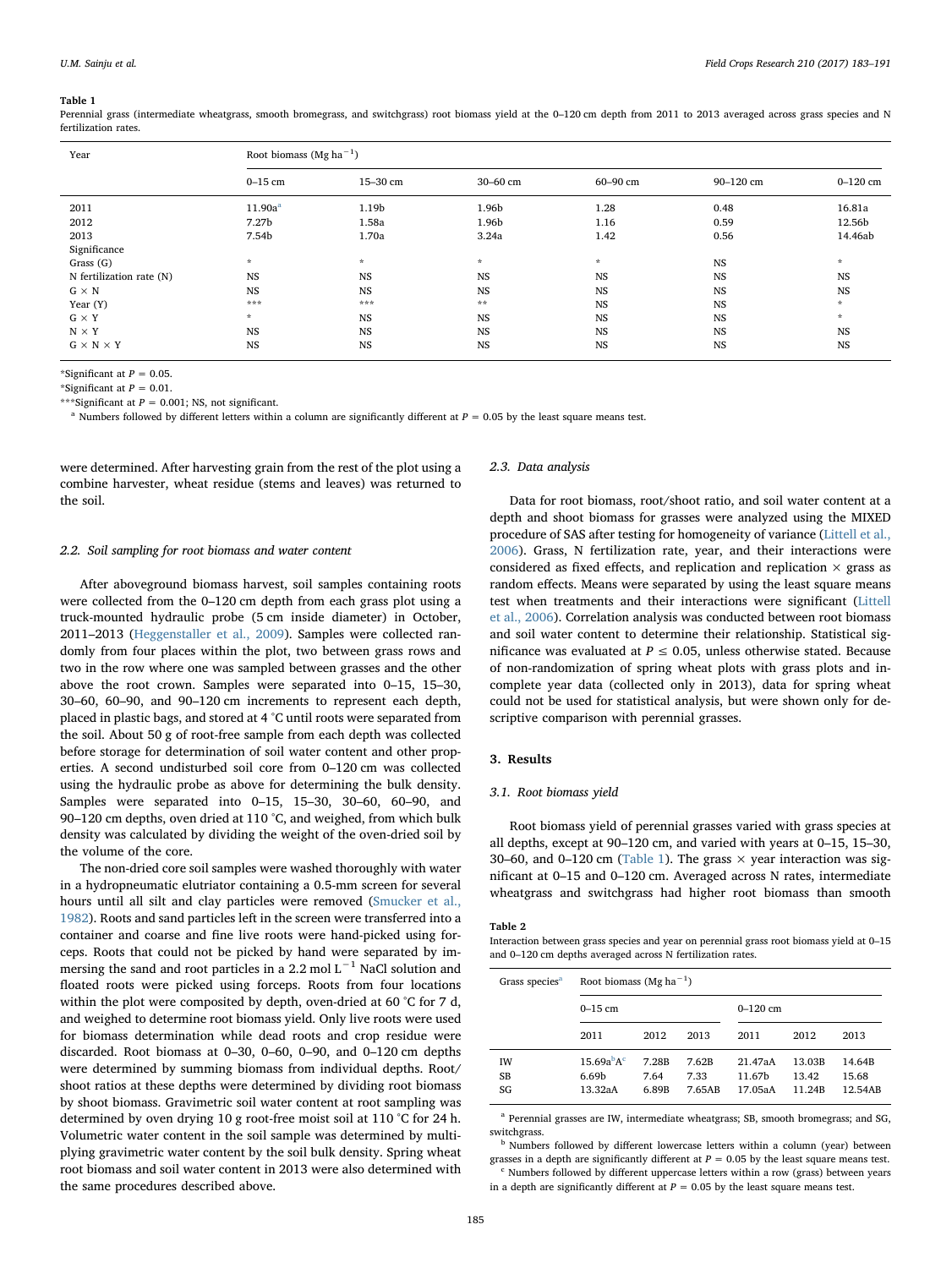**Table 1**
Perennial grass (intermediate wheatgrass, smooth bromegrass, and switchgrass) root biomass yield at the 0–120 cm depth from 2011 to 2013 averaged across grass species and N fertilization rates.

| Year | Root biomass (Mg ha$^{-1}$) | | | | | |
|---|---|---|---|---|---|---|
| | 0–15 cm | 15–30 cm | 30–60 cm | 60–90 cm | 90–120 cm | 0–120 cm |
| 2011 | 11.90a[a] | 1.19b | 1.96b | 1.28 | 0.48 | 16.81a |
| 2012 | 7.27b | 1.58a | 1.96b | 1.16 | 0.59 | 12.56b |
| 2013 | 7.54b | 1.70a | 3.24a | 1.42 | 0.56 | 14.46ab |
| Significance | | | | | | |
| Grass (G) | * | * | * | * | NS | * |
| N fertilization rate (N) | NS | NS | NS | NS | NS | NS |
| G × N | NS | NS | NS | NS | NS | NS |
| Year (Y) | *** | *** | ** | NS | NS | * |
| G × Y | * | NS | NS | NS | NS | * |
| N × Y | NS | NS | NS | NS | NS | NS |
| G × N × Y | NS | NS | NS | NS | NS | NS |

*Significant at $P = 0.05$.

*Significant at $P = 0.01$.

***Significant at $P = 0.001$; NS, not significant.

[a] Numbers followed by different letters within a column are significantly different at $P = 0.05$ by the least square means test.

were determined. After harvesting grain from the rest of the plot using a combine harvester, wheat residue (stems and leaves) was returned to the soil.

### 2.2. Soil sampling for root biomass and water content

After aboveground biomass harvest, soil samples containing roots were collected from the 0–120 cm depth from each grass plot using a truck-mounted hydraulic probe (5 cm inside diameter) in October, 2011–2013 (Heggenstaller et al., 2009). Samples were collected randomly from four places within the plot, two between grass rows and two in the row where one was sampled between grasses and the other above the root crown. Samples were separated into 0–15, 15–30, 30–60, 60–90, and 90–120 cm increments to represent each depth, placed in plastic bags, and stored at 4 °C until roots were separated from the soil. About 50 g of root-free sample from each depth was collected before storage for determination of soil water content and other properties. A second undisturbed soil core from 0–120 cm was collected using the hydraulic probe as above for determining the bulk density. Samples were separated into 0–15, 15–30, 30–60, 60–90, and 90–120 cm depths, oven dried at 110 °C, and weighed, from which bulk density was calculated by dividing the weight of the oven-dried soil by the volume of the core.

The non-dried core soil samples were washed thoroughly with water in a hydropneumatic elutriator containing a 0.5-mm screen for several hours until all silt and clay particles were removed (Smucker et al., 1982). Roots and sand particles left in the screen were transferred into a container and coarse and fine live roots were hand-picked using forceps. Roots that could not be picked by hand were separated by immersing the sand and root particles in a 2.2 mol L$^{-1}$ NaCl solution and floated roots were picked using forceps. Roots from four locations within the plot were composited by depth, oven-dried at 60 °C for 7 d, and weighed to determine root biomass yield. Only live roots were used for biomass determination while dead roots and crop residue were discarded. Root biomass at 0–30, 0–60, 0–90, and 0–120 cm depths were determined by summing biomass from individual depths. Root/shoot ratios at these depths were determined by dividing root biomass by shoot biomass. Gravimetric soil water content at root sampling was determined by oven drying 10 g root-free moist soil at 110 °C for 24 h. Volumetric water content in the soil sample was determined by multiplying gravimetric water content by the soil bulk density. Spring wheat root biomass and soil water content in 2013 were also determined with the same procedures described above.

### 2.3. Data analysis

Data for root biomass, root/shoot ratio, and soil water content at a depth and shoot biomass for grasses were analyzed using the MIXED procedure of SAS after testing for homogeneity of variance (Littell et al., 2006). Grass, N fertilization rate, year, and their interactions were considered as fixed effects, and replication and replication × grass as random effects. Means were separated by using the least square means test when treatments and their interactions were significant (Littell et al., 2006). Correlation analysis was conducted between root biomass and soil water content to determine their relationship. Statistical significance was evaluated at $P \le 0.05$, unless otherwise stated. Because of non-randomization of spring wheat plots with grass plots and incomplete year data (collected only in 2013), data for spring wheat could not be used for statistical analysis, but were shown only for descriptive comparison with perennial grasses.

## 3. Results

### 3.1. Root biomass yield

Root biomass yield of perennial grasses varied with grass species at all depths, except at 90–120 cm, and varied with years at 0–15, 15–30, 30–60, and 0–120 cm (Table 1). The grass × year interaction was significant at 0–15 and 0–120 cm. Averaged across N rates, intermediate wheatgrass and switchgrass had higher root biomass than smooth

**Table 2**
Interaction between grass species and year on perennial grass root biomass yield at 0–15 and 0–120 cm depths averaged across N fertilization rates.

| Grass species[a] | Root biomass (Mg ha$^{-1}$) | | | | | |
|---|---|---|---|---|---|---|
| | 0–15 cm | | | 0–120 cm | | |
| | 2011 | 2012 | 2013 | 2011 | 2012 | 2013 |
| IW | 15.69a[b]A[c] | 7.28B | 7.62B | 21.47aA | 13.03B | 14.64B |
| SB | 6.69b | 7.64 | 7.33 | 11.67b | 13.42 | 15.68 |
| SG | 13.32aA | 6.89B | 7.65AB | 17.05aA | 11.24B | 12.54AB |

[a] Perennial grasses are IW, intermediate wheatgrass; SB, smooth bromegrass; and SG, switchgrass.

[b] Numbers followed by different lowercase letters within a column (year) between grasses in a depth are significantly different at $P = 0.05$ by the least square means test.

[c] Numbers followed by different uppercase letters within a row (grass) between years in a depth are significantly different at $P = 0.05$ by the least square means test.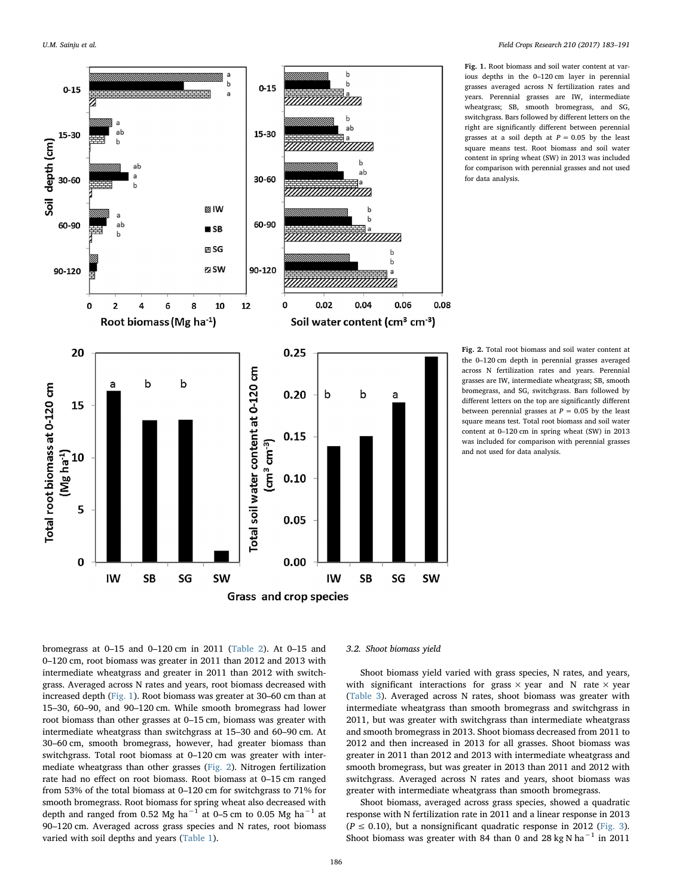**Fig. 1.** Root biomass and soil water content at various depths in the 0–120 cm layer in perennial grasses averaged across N fertilization rates and years. Perennial grasses are IW, intermediate wheatgrass; SB, smooth bromegrass, and SG, switchgrass. Bars followed by different letters on the right are significantly different between perennial grasses at a soil depth at $P = 0.05$ by the least square means test. Root biomass and soil water content in spring wheat (SW) in 2013 was included for comparison with perennial grasses and not used for data analysis.

**Fig. 2.** Total root biomass and soil water content at the 0–120 cm depth in perennial grasses averaged across N fertilization rates and years. Perennial grasses are IW, intermediate wheatgrass; SB, smooth bromegrass, and SG, switchgrass. Bars followed by different letters on the top are significantly different between perennial grasses at $P = 0.05$ by the least square means test. Total root biomass and soil water content at 0–120 cm in spring wheat (SW) in 2013 was included for comparison with perennial grasses and not used for data analysis.

bromegrass at 0–15 and 0–120 cm in 2011 (Table 2). At 0–15 and 0–120 cm, root biomass was greater in 2011 than 2012 and 2013 with intermediate wheatgrass and greater in 2011 than 2012 with switchgrass. Averaged across N rates and years, root biomass decreased with increased depth (Fig. 1). Root biomass was greater at 30–60 cm than at 15–30, 60–90, and 90–120 cm. While smooth bromegrass had lower root biomass than other grasses at 0–15 cm, biomass was greater with intermediate wheatgrass than switchgrass at 15–30 and 60–90 cm. At 30–60 cm, smooth bromegrass, however, had greater biomass than switchgrass. Total root biomass at 0–120 cm was greater with intermediate wheatgrass than other grasses (Fig. 2). Nitrogen fertilization rate had no effect on root biomass. Root biomass at 0–15 cm ranged from 53% of the total biomass at 0–120 cm for switchgrass to 71% for smooth bromegrass. Root biomass for spring wheat also decreased with depth and ranged from 0.52 Mg ha$^{-1}$ at 0–5 cm to 0.05 Mg ha$^{-1}$ at 90–120 cm. Averaged across grass species and N rates, root biomass varied with soil depths and years (Table 1).

### 3.2. Shoot biomass yield

Shoot biomass yield varied with grass species, N rates, and years, with significant interactions for grass × year and N rate × year (Table 3). Averaged across N rates, shoot biomass was greater with intermediate wheatgrass than smooth bromegrass and switchgrass in 2011, but was greater with switchgrass than intermediate wheatgrass and smooth bromegrass in 2013. Shoot biomass decreased from 2011 to 2012 and then increased in 2013 for all grasses. Shoot biomass was greater in 2011 than 2012 and 2013 with intermediate wheatgrass and smooth bromegrass, but was greater in 2013 than 2011 and 2012 with switchgrass. Averaged across N rates and years, shoot biomass was greater with intermediate wheatgrass than smooth bromegrass.

Shoot biomass, averaged across grass species, showed a quadratic response with N fertilization rate in 2011 and a linear response in 2013 ($P \leq 0.10$), but a nonsignificant quadratic response in 2012 (Fig. 3). Shoot biomass was greater with 84 than 0 and 28 kg N ha$^{-1}$ in 2011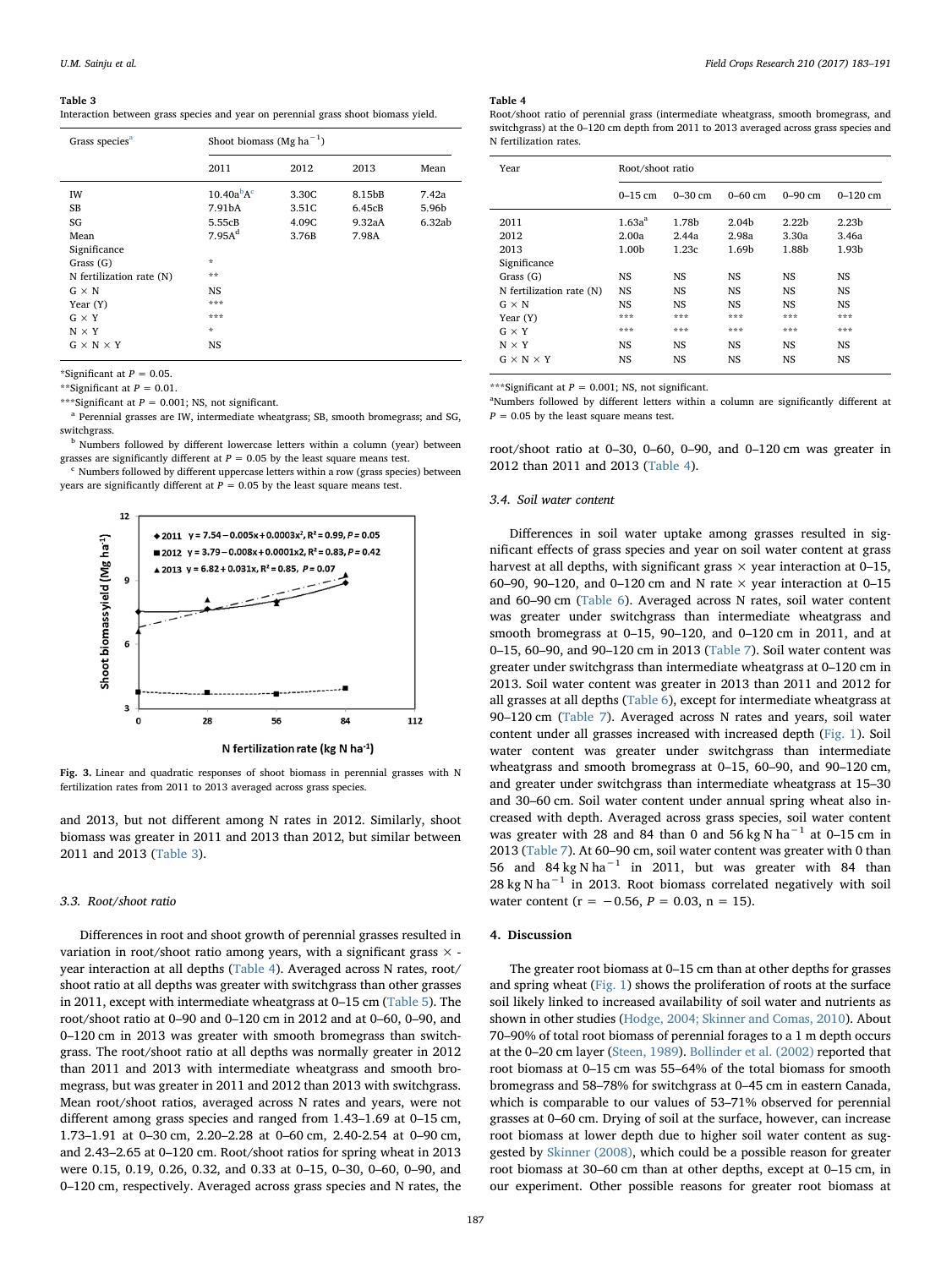**Table 3**
Interaction between grass species and year on perennial grass shoot biomass yield.

| Grass species[a] | Shoot biomass (Mg ha$^{-1}$) | | | |
|---|---|---|---|---|
| | 2011 | 2012 | 2013 | Mean |
| IW | 10.40a[b]A[c] | 3.30C | 8.15bB | 7.42a |
| SB | 7.91bA | 3.51C | 6.45cB | 5.96b |
| SG | 5.55cB | 4.09C | 9.32aA | 6.32ab |
| Mean | 7.95A[d] | 3.76B | 7.98A | |
| Significance | | | | |
| Grass (G) | * | | | |
| N fertilization rate (N) | ** | | | |
| G × N | NS | | | |
| Year (Y) | *** | | | |
| G × Y | *** | | | |
| N × Y | * | | | |
| G × N × Y | NS | | | |

*Significant at $P = 0.05$.
**Significant at $P = 0.01$.
***Significant at $P = 0.001$; NS, not significant.
[a] Perennial grasses are IW, intermediate wheatgrass; SB, smooth bromegrass; and SG, switchgrass.
[b] Numbers followed by different lowercase letters within a column (year) between grasses are significantly different at $P = 0.05$ by the least square means test.
[c] Numbers followed by different uppercase letters within a row (grass species) between years are significantly different at $P = 0.05$ by the least square means test.

**Fig. 3.** Linear and quadratic responses of shoot biomass in perennial grasses with N fertilization rates from 2011 to 2013 averaged across grass species.

and 2013, but not different among N rates in 2012. Similarly, shoot biomass was greater in 2011 and 2013 than 2012, but similar between 2011 and 2013 (Table 3).

### 3.3. Root/shoot ratio

Differences in root and shoot growth of perennial grasses resulted in variation in root/shoot ratio among years, with a significant grass × year interaction at all depths (Table 4). Averaged across N rates, root/shoot ratio at all depths was greater with switchgrass than other grasses in 2011, except with intermediate wheatgrass at 0–15 cm (Table 5). The root/shoot ratio at 0–90 and 0–120 cm in 2012 and at 0–60, 0–90, and 0–120 cm in 2013 was greater with smooth bromegrass than switchgrass. The root/shoot ratio at all depths was normally greater in 2012 than 2011 and 2013 with intermediate wheatgrass and smooth bromegrass, but was greater in 2011 and 2012 than 2013 with switchgrass. Mean root/shoot ratios, averaged across N rates and years, were not different among grass species and ranged from 1.43–1.69 at 0–15 cm, 1.73–1.91 at 0–30 cm, 2.20–2.28 at 0–60 cm, 2.40-2.54 at 0–90 cm, and 2.43–2.65 at 0–120 cm. Root/shoot ratios for spring wheat in 2013 were 0.15, 0.19, 0.26, 0.32, and 0.33 at 0–15, 0–30, 0–60, 0–90, and 0–120 cm, respectively. Averaged across grass species and N rates, the

**Table 4**
Root/shoot ratio of perennial grass (intermediate wheatgrass, smooth bromegrass, and switchgrass) at the 0–120 cm depth from 2011 to 2013 averaged across grass species and N fertilization rates.

| Year | Root/shoot ratio | | | | |
|---|---|---|---|---|---|
| | 0–15 cm | 0–30 cm | 0–60 cm | 0–90 cm | 0–120 cm |
| 2011 | 1.63a[a] | 1.78b | 2.04b | 2.22b | 2.23b |
| 2012 | 2.00a | 2.44a | 2.98a | 3.30a | 3.46a |
| 2013 | 1.00b | 1.23c | 1.69b | 1.88b | 1.93b |
| Significance | | | | | |
| Grass (G) | NS | NS | NS | NS | NS |
| N fertilization rate (N) | NS | NS | NS | NS | NS |
| G × N | NS | NS | NS | NS | NS |
| Year (Y) | *** | *** | *** | *** | *** |
| G × Y | *** | *** | *** | *** | *** |
| N × Y | NS | NS | NS | NS | NS |
| G × N × Y | NS | NS | NS | NS | NS |

***Significant at $P = 0.001$; NS, not significant.
[a]Numbers followed by different letters within a column are significantly different at $P = 0.05$ by the least square means test.

root/shoot ratio at 0–30, 0–60, 0–90, and 0–120 cm was greater in 2012 than 2011 and 2013 (Table 4).

### 3.4. Soil water content

Differences in soil water uptake among grasses resulted in significant effects of grass species and year on soil water content at grass harvest at all depths, with significant grass × year interaction at 0–15, 60–90, 90–120, and 0–120 cm and N rate × year interaction at 0–15 and 60–90 cm (Table 6). Averaged across N rates, soil water content was greater under switchgrass than intermediate wheatgrass and smooth bromegrass at 0–15, 90–120, and 0–120 cm in 2011, and at 0–15, 60–90, and 90–120 cm in 2013 (Table 7). Soil water content was greater under switchgrass than intermediate wheatgrass at 0–120 cm in 2013. Soil water content was greater in 2013 than 2011 and 2012 for all grasses at all depths (Table 6), except for intermediate wheatgrass at 90–120 cm (Table 7). Averaged across N rates and years, soil water content under all grasses increased with increased depth (Fig. 1). Soil water content was greater under switchgrass than intermediate wheatgrass and smooth bromegrass at 0–15, 60–90, and 90–120 cm, and greater under switchgrass than intermediate wheatgrass at 15–30 and 30–60 cm. Soil water content under annual spring wheat also increased with depth. Averaged across grass species, soil water content was greater with 28 and 84 than 0 and 56 kg N ha$^{-1}$ at 0–15 cm in 2013 (Table 7). At 60–90 cm, soil water content was greater with 0 than 56 and 84 kg N ha$^{-1}$ in 2011, but was greater with 84 than 28 kg N ha$^{-1}$ in 2013. Root biomass correlated negatively with soil water content ($r = -0.56$, $P = 0.03$, $n = 15$).

## 4. Discussion

The greater root biomass at 0–15 cm than at other depths for grasses and spring wheat (Fig. 1) shows the proliferation of roots at the surface soil likely linked to increased availability of soil water and nutrients as shown in other studies (Hodge, 2004; Skinner and Comas, 2010). About 70–90% of total root biomass of perennial forages to a 1 m depth occurs at the 0–20 cm layer (Steen, 1989). Bollinder et al. (2002) reported that root biomass at 0–15 cm was 55–64% of the total biomass for smooth bromegrass and 58–78% for switchgrass at 0–45 cm in eastern Canada, which is comparable to our values of 53–71% observed for perennial grasses at 0–60 cm. Drying of soil at the surface, however, can increase root biomass at lower depth due to higher soil water content as suggested by Skinner (2008), which could be a possible reason for greater root biomass at 30–60 cm than at other depths, except at 0–15 cm, in our experiment. Other possible reasons for greater root biomass at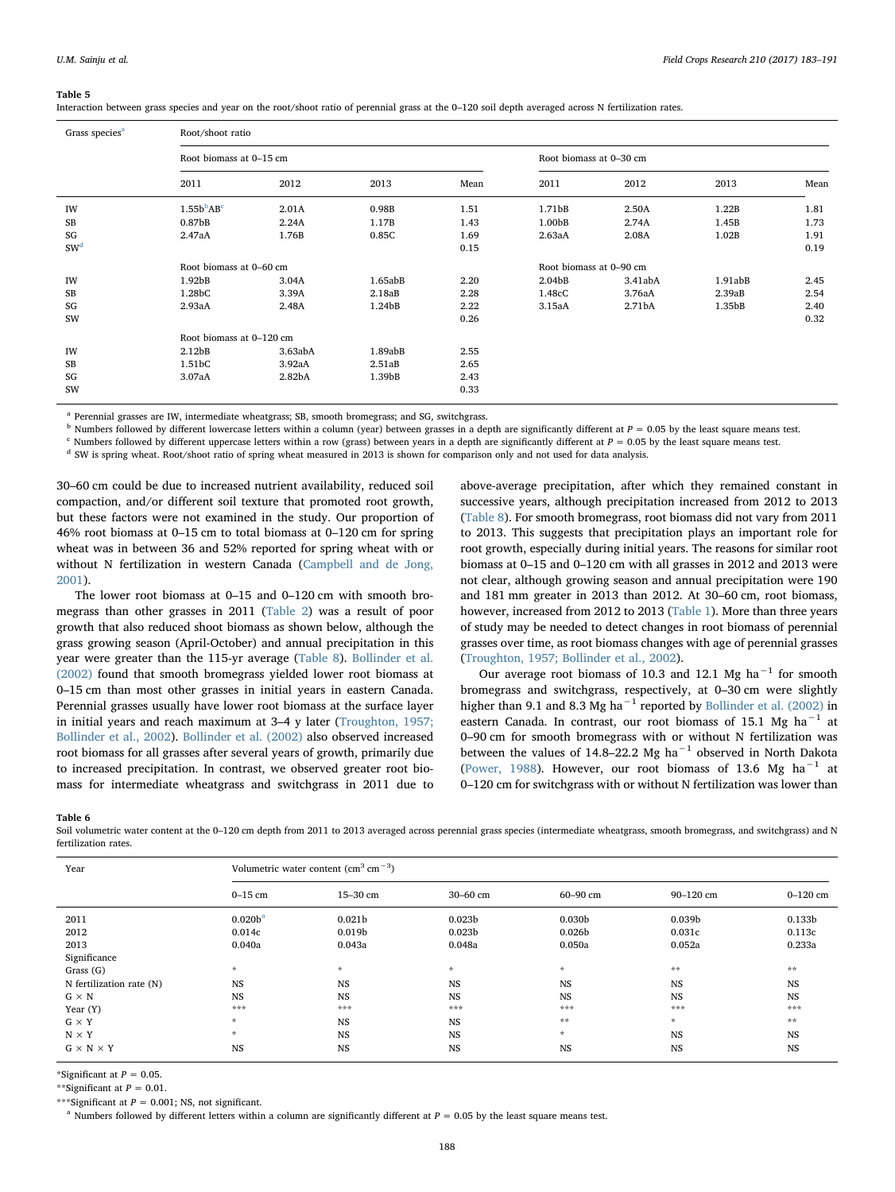**Table 5**
Interaction between grass species and year on the root/shoot ratio of perennial grass at the 0–120 soil depth averaged across N fertilization rates.

| Grass species[a] | Root/shoot ratio | | | | | | | |
|---|---|---|---|---|---|---|---|---|
| | Root biomass at 0–15 cm | | | | Root biomass at 0–30 cm | | | |
| | 2011 | 2012 | 2013 | Mean | 2011 | 2012 | 2013 | Mean |
| IW | 1.55b[b]AB[c] | 2.01A | 0.98B | 1.51 | 1.71bB | 2.50A | 1.22B | 1.81 |
| SB | 0.87bB | 2.24A | 1.17B | 1.43 | 1.00bB | 2.74A | 1.45B | 1.73 |
| SG | 2.47aA | 1.76B | 0.85C | 1.69 | 2.63aA | 2.08A | 1.02B | 1.91 |
| SW[d] | | | | 0.15 | | | | 0.19 |
| | Root biomass at 0–60 cm | | | | Root biomass at 0–90 cm | | | |
| IW | 1.92bB | 3.04A | 1.65abB | 2.20 | 2.04bB | 3.41abA | 1.91abB | 2.45 |
| SB | 1.28bC | 3.39A | 2.18aB | 2.28 | 1.48cC | 3.76aA | 2.39aB | 2.54 |
| SG | 2.93aA | 2.48A | 1.24bB | 2.22 | 3.15aA | 2.71bA | 1.35bB | 2.40 |
| SW | | | | 0.26 | | | | 0.32 |
| | Root biomass at 0–120 cm | | | | | | | |
| IW | 2.12bB | 3.63abA | 1.89abB | 2.55 | | | | |
| SB | 1.51bC | 3.92aA | 2.51aB | 2.65 | | | | |
| SG | 3.07aA | 2.82bA | 1.39bB | 2.43 | | | | |
| SW | | | | 0.33 | | | | |

[a] Perennial grasses are IW, intermediate wheatgrass; SB, smooth bromegrass; and SG, switchgrass.
[b] Numbers followed by different lowercase letters within a column (year) between grasses in a depth are significantly different at $P = 0.05$ by the least square means test.
[c] Numbers followed by different uppercase letters within a row (grass) between years in a depth are significantly different at $P = 0.05$ by the least square means test.
[d] SW is spring wheat. Root/shoot ratio of spring wheat measured in 2013 is shown for comparison only and not used for data analysis.

30–60 cm could be due to increased nutrient availability, reduced soil compaction, and/or different soil texture that promoted root growth, but these factors were not examined in the study. Our proportion of 46% root biomass at 0–15 cm to total biomass at 0–120 cm for spring wheat was in between 36 and 52% reported for spring wheat with or without N fertilization in western Canada (Campbell and de Jong, 2001).

The lower root biomass at 0–15 and 0–120 cm with smooth bromegrass than other grasses in 2011 (Table 2) was a result of poor growth that also reduced shoot biomass as shown below, although the grass growing season (April-October) and annual precipitation in this year were greater than the 115-yr average (Table 8). Bollinder et al. (2002) found that smooth bromegrass yielded lower root biomass at 0–15 cm than most other grasses in initial years in eastern Canada. Perennial grasses usually have lower root biomass at the surface layer in initial years and reach maximum at 3–4 y later (Troughton, 1957; Bollinder et al., 2002). Bollinder et al. (2002) also observed increased root biomass for all grasses after several years of growth, primarily due to increased precipitation. In contrast, we observed greater root biomass for intermediate wheatgrass and switchgrass in 2011 due to above-average precipitation, after which they remained constant in successive years, although precipitation increased from 2012 to 2013 (Table 8). For smooth bromegrass, root biomass did not vary from 2011 to 2013. This suggests that precipitation plays an important role for root growth, especially during initial years. The reasons for similar root biomass at 0–15 and 0–120 cm with all grasses in 2012 and 2013 were not clear, although growing season and annual precipitation were 190 and 181 mm greater in 2013 than 2012. At 30–60 cm, root biomass, however, increased from 2012 to 2013 (Table 1). More than three years of study may be needed to detect changes in root biomass of perennial grasses over time, as root biomass changes with age of perennial grasses (Troughton, 1957; Bollinder et al., 2002).

Our average root biomass of 10.3 and 12.1 Mg ha$^{-1}$ for smooth bromegrass and switchgrass, respectively, at 0–30 cm were slightly higher than 9.1 and 8.3 Mg ha$^{-1}$ reported by Bollinder et al. (2002) in eastern Canada. In contrast, our root biomass of 15.1 Mg ha$^{-1}$ at 0–90 cm for smooth bromegrass with or without N fertilization was between the values of 14.8–22.2 Mg ha$^{-1}$ observed in North Dakota (Power, 1988). However, our root biomass of 13.6 Mg ha$^{-1}$ at 0–120 cm for switchgrass with or without N fertilization was lower than

**Table 6**
Soil volumetric water content at the 0–120 cm depth from 2011 to 2013 averaged across perennial grass species (intermediate wheatgrass, smooth bromegrass, and switchgrass) and N fertilization rates.

| Year | Volumetric water content (cm$^3$ cm$^{-3}$) | | | | | |
|---|---|---|---|---|---|---|
| | 0–15 cm | 15–30 cm | 30–60 cm | 60–90 cm | 90–120 cm | 0–120 cm |
| 2011 | 0.020b[a] | 0.021b | 0.023b | 0.030b | 0.039b | 0.133b |
| 2012 | 0.014c | 0.019b | 0.023b | 0.026b | 0.031c | 0.113c |
| 2013 | 0.040a | 0.043a | 0.048a | 0.050a | 0.052a | 0.233a |
| Significance | | | | | | |
| Grass (G) | * | * | * | * | ** | ** |
| N fertilization rate (N) | NS | NS | NS | NS | NS | NS |
| G × N | NS | NS | NS | NS | NS | NS |
| Year (Y) | *** | *** | *** | *** | *** | *** |
| G × Y | * | NS | NS | ** | * | ** |
| N × Y | * | NS | NS | * | NS | NS |
| G × N × Y | NS | NS | NS | NS | NS | NS |

*Significant at $P = 0.05$.
**Significant at $P = 0.01$.
***Significant at $P = 0.001$; NS, not significant.
[a] Numbers followed by different letters within a column are significantly different at $P = 0.05$ by the least square means test.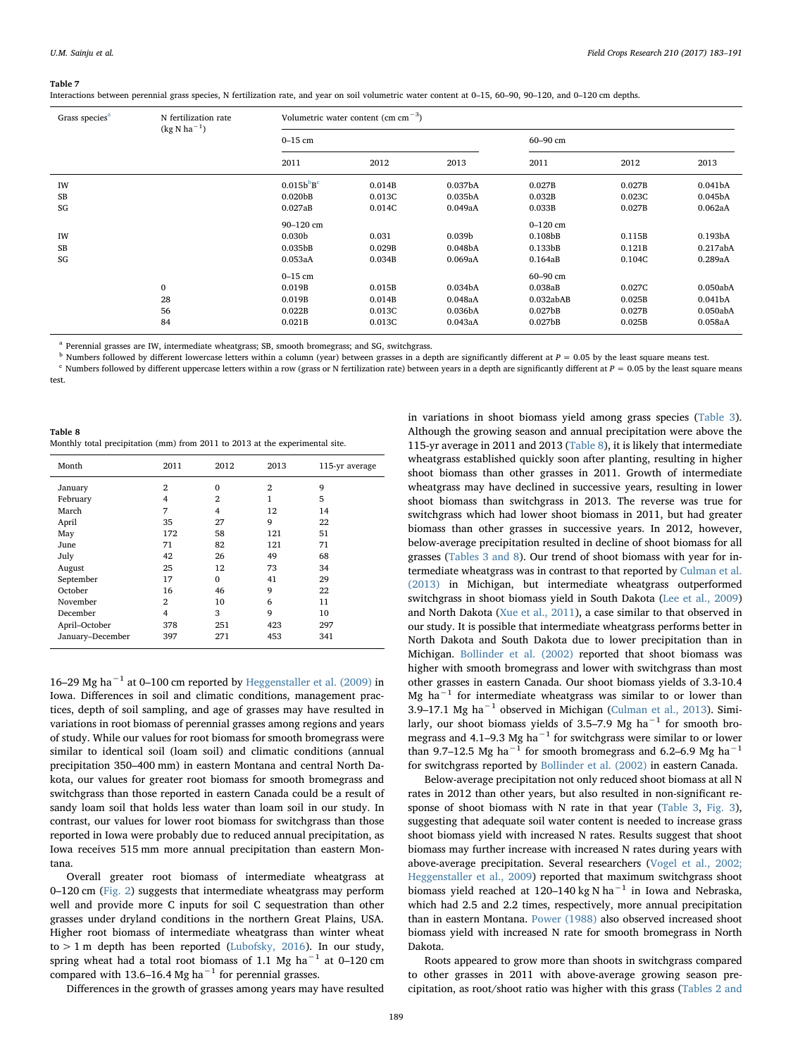**Table 7**
Interactions between perennial grass species, N fertilization rate, and year on soil volumetric water content at 0–15, 60–90, 90–120, and 0–120 cm depths.

| Grass species[a] | N fertilization rate (kg N ha$^{-1}$) | Volumetric water content (cm cm$^{-3}$) | | | | | |
|---|---|---|---|---|---|---|---|
| | | 0–15 cm | | | 60–90 cm | | |
| | | 2011 | 2012 | 2013 | 2011 | 2012 | 2013 |
| IW | | 0.015b[b]B[c] | 0.014B | 0.037bA | 0.027B | 0.027B | 0.041bA |
| SB | | 0.020bB | 0.013C | 0.035bA | 0.032B | 0.023C | 0.045bA |
| SG | | 0.027aB | 0.014C | 0.049aA | 0.033B | 0.027B | 0.062aA |
| | | 90–120 cm | | | 0–120 cm | | |
| IW | | 0.030b | 0.031 | 0.039b | 0.108bB | 0.115B | 0.193bA |
| SB | | 0.035bB | 0.029B | 0.048bA | 0.133bB | 0.121B | 0.217abA |
| SG | | 0.053aA | 0.034B | 0.069aA | 0.164aB | 0.104C | 0.289aA |
| | | 0–15 cm | | | 60–90 cm | | |
| | 0 | 0.019B | 0.015B | 0.034bA | 0.038aB | 0.027C | 0.050abA |
| | 28 | 0.019B | 0.014B | 0.048aA | 0.032abAB | 0.025B | 0.041bA |
| | 56 | 0.022B | 0.013C | 0.036bA | 0.027bB | 0.027B | 0.050abA |
| | 84 | 0.021B | 0.013C | 0.043aA | 0.027bB | 0.025B | 0.058aA |

[a] Perennial grasses are IW, intermediate wheatgrass; SB, smooth bromegrass; and SG, switchgrass.
[b] Numbers followed by different lowercase letters within a column (year) between grasses in a depth are significantly different at $P = 0.05$ by the least square means test.
[c] Numbers followed by different uppercase letters within a row (grass or N fertilization rate) between years in a depth are significantly different at $P = 0.05$ by the least square means test.

**Table 8**
Monthly total precipitation (mm) from 2011 to 2013 at the experimental site.

| Month | 2011 | 2012 | 2013 | 115-yr average |
|---|---|---|---|---|
| January | 2 | 0 | 2 | 9 |
| February | 4 | 2 | 1 | 5 |
| March | 7 | 4 | 12 | 14 |
| April | 35 | 27 | 9 | 22 |
| May | 172 | 58 | 121 | 51 |
| June | 71 | 82 | 121 | 71 |
| July | 42 | 26 | 49 | 68 |
| August | 25 | 12 | 73 | 34 |
| September | 17 | 0 | 41 | 29 |
| October | 16 | 46 | 9 | 22 |
| November | 2 | 10 | 6 | 11 |
| December | 4 | 3 | 9 | 10 |
| April–October | 378 | 251 | 423 | 297 |
| January–December | 397 | 271 | 453 | 341 |

16–29 Mg ha$^{-1}$ at 0–100 cm reported by Heggenstaller et al. (2009) in Iowa. Differences in soil and climatic conditions, management practices, depth of soil sampling, and age of grasses may have resulted in variations in root biomass of perennial grasses among regions and years of study. While our values for root biomass for smooth bromegrass were similar to identical soil (loam soil) and climatic conditions (annual precipitation 350–400 mm) in eastern Montana and central North Dakota, our values for greater root biomass for smooth bromegrass and switchgrass than those reported in eastern Canada could be a result of sandy loam soil that holds less water than loam soil in our study. In contrast, our values for lower root biomass for switchgrass than those reported in Iowa were probably due to reduced annual precipitation, as Iowa receives 515 mm more annual precipitation than eastern Montana.

Overall greater root biomass of intermediate wheatgrass at 0–120 cm (Fig. 2) suggests that intermediate wheatgrass may perform well and provide more C inputs for soil C sequestration than other grasses under dryland conditions in the northern Great Plains, USA. Higher root biomass of intermediate wheatgrass than winter wheat to > 1 m depth has been reported (Lubofsky, 2016). In our study, spring wheat had a total root biomass of 1.1 Mg ha$^{-1}$ at 0–120 cm compared with 13.6–16.4 Mg ha$^{-1}$ for perennial grasses.

Differences in the growth of grasses among years may have resulted in variations in shoot biomass yield among grass species (Table 3). Although the growing season and annual precipitation were above the 115-yr average in 2011 and 2013 (Table 8), it is likely that intermediate wheatgrass established quickly soon after planting, resulting in higher shoot biomass than other grasses in 2011. Growth of intermediate wheatgrass may have declined in successive years, resulting in lower shoot biomass than switchgrass in 2013. The reverse was true for switchgrass which had lower shoot biomass in 2011, but had greater biomass than other grasses in successive years. In 2012, however, below-average precipitation resulted in decline of shoot biomass for all grasses (Tables 3 and 8). Our trend of shoot biomass with year for intermediate wheatgrass was in contrast to that reported by Culman et al. (2013) in Michigan, but intermediate wheatgrass outperformed switchgrass in shoot biomass yield in South Dakota (Lee et al., 2009) and North Dakota (Xue et al., 2011), a case similar to that observed in our study. It is possible that intermediate wheatgrass performs better in North Dakota and South Dakota due to lower precipitation than in Michigan. Bollinder et al. (2002) reported that shoot biomass was higher with smooth bromegrass and lower with switchgrass than most other grasses in eastern Canada. Our shoot biomass yields of 3.3-10.4 Mg ha$^{-1}$ for intermediate wheatgrass was similar to or lower than 3.9–17.1 Mg ha$^{-1}$ observed in Michigan (Culman et al., 2013). Similarly, our shoot biomass yields of 3.5–7.9 Mg ha$^{-1}$ for smooth bromegrass and 4.1–9.3 Mg ha$^{-1}$ for switchgrass were similar to or lower than 9.7–12.5 Mg ha$^{-1}$ for smooth bromegrass and 6.2–6.9 Mg ha$^{-1}$ for switchgrass reported by Bollinder et al. (2002) in eastern Canada.

Below-average precipitation not only reduced shoot biomass at all N rates in 2012 than other years, but also resulted in non-significant response of shoot biomass with N rate in that year (Table 3, Fig. 3), suggesting that adequate soil water content is needed to increase grass shoot biomass yield with increased N rates. Results suggest that shoot biomass may further increase with increased N rates during years with above-average precipitation. Several researchers (Vogel et al., 2002; Heggenstaller et al., 2009) reported that maximum switchgrass shoot biomass yield reached at 120–140 kg N ha$^{-1}$ in Iowa and Nebraska, which had 2.5 and 2.2 times, respectively, more annual precipitation than in eastern Montana. Power (1988) also observed increased shoot biomass yield with increased N rate for smooth bromegrass in North Dakota.

Roots appeared to grow more than shoots in switchgrass compared to other grasses in 2011 with above-average growing season precipitation, as root/shoot ratio was higher with this grass (Tables 2 and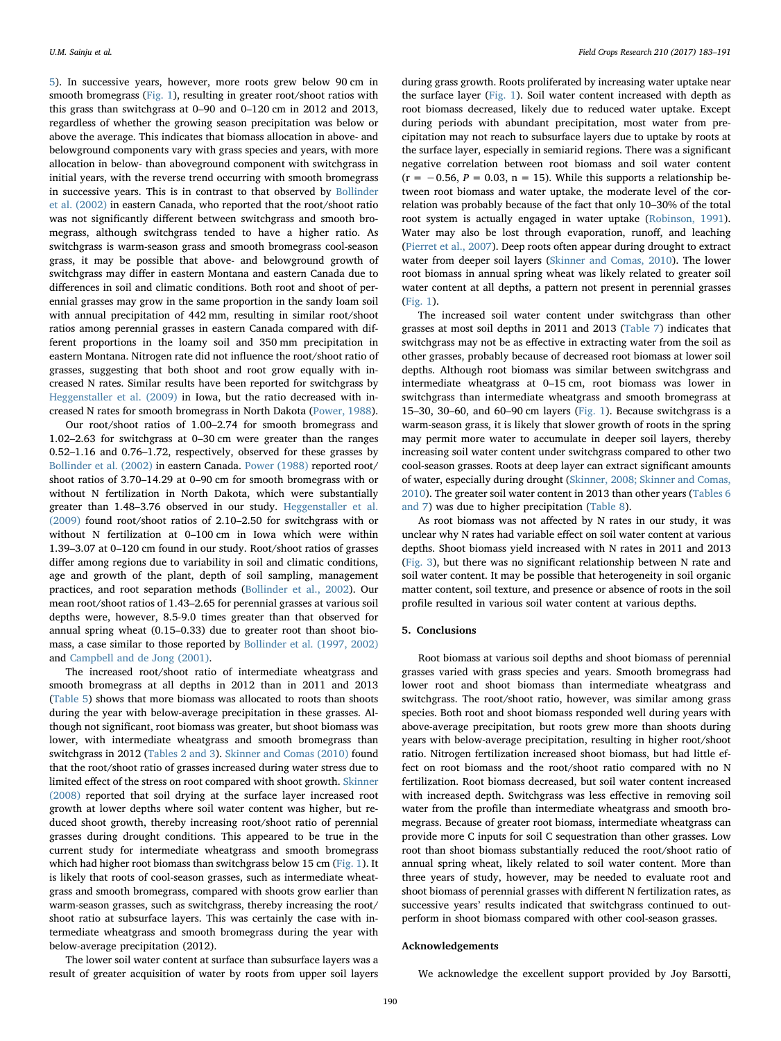5). In successive years, however, more roots grew below 90 cm in smooth bromegrass (Fig. 1), resulting in greater root/shoot ratios with this grass than switchgrass at 0–90 and 0–120 cm in 2012 and 2013, regardless of whether the growing season precipitation was below or above the average. This indicates that biomass allocation in above- and belowground components vary with grass species and years, with more allocation in below- than aboveground component with switchgrass in initial years, with the reverse trend occurring with smooth bromegrass in successive years. This is in contrast to that observed by Bollinder et al. (2002) in eastern Canada, who reported that the root/shoot ratio was not significantly different between switchgrass and smooth bromegrass, although switchgrass tended to have a higher ratio. As switchgrass is warm-season grass and smooth bromegrass cool-season grass, it may be possible that above- and belowground growth of switchgrass may differ in eastern Montana and eastern Canada due to differences in soil and climatic conditions. Both root and shoot of perennial grasses may grow in the same proportion in the sandy loam soil with annual precipitation of 442 mm, resulting in similar root/shoot ratios among perennial grasses in eastern Canada compared with different proportions in the loamy soil and 350 mm precipitation in eastern Montana. Nitrogen rate did not influence the root/shoot ratio of grasses, suggesting that both shoot and root grow equally with increased N rates. Similar results have been reported for switchgrass by Heggenstaller et al. (2009) in Iowa, but the ratio decreased with increased N rates for smooth bromegrass in North Dakota (Power, 1988).

Our root/shoot ratios of 1.00–2.74 for smooth bromegrass and 1.02–2.63 for switchgrass at 0–30 cm were greater than the ranges 0.52–1.16 and 0.76–1.72, respectively, observed for these grasses by Bollinder et al. (2002) in eastern Canada. Power (1988) reported root/shoot ratios of 3.70–14.29 at 0–90 cm for smooth bromegrass with or without N fertilization in North Dakota, which were substantially greater than 1.48–3.76 observed in our study. Heggenstaller et al. (2009) found root/shoot ratios of 2.10–2.50 for switchgrass with or without N fertilization at 0–100 cm in Iowa which were within 1.39–3.07 at 0–120 cm found in our study. Root/shoot ratios of grasses differ among regions due to variability in soil and climatic conditions, age and growth of the plant, depth of soil sampling, management practices, and root separation methods (Bollinder et al., 2002). Our mean root/shoot ratios of 1.43–2.65 for perennial grasses at various soil depths were, however, 8.5-9.0 times greater than that observed for annual spring wheat (0.15–0.33) due to greater root than shoot biomass, a case similar to those reported by Bollinder et al. (1997, 2002) and Campbell and de Jong (2001).

The increased root/shoot ratio of intermediate wheatgrass and smooth bromegrass at all depths in 2012 than in 2011 and 2013 (Table 5) shows that more biomass was allocated to roots than shoots during the year with below-average precipitation in these grasses. Although not significant, root biomass was greater, but shoot biomass was lower, with intermediate wheatgrass and smooth bromegrass than switchgrass in 2012 (Tables 2 and 3). Skinner and Comas (2010) found that the root/shoot ratio of grasses increased during water stress due to limited effect of the stress on root compared with shoot growth. Skinner (2008) reported that soil drying at the surface layer increased root growth at lower depths where soil water content was higher, but reduced shoot growth, thereby increasing root/shoot ratio of perennial grasses during drought conditions. This appeared to be true in the current study for intermediate wheatgrass and smooth bromegrass which had higher root biomass than switchgrass below 15 cm (Fig. 1). It is likely that roots of cool-season grasses, such as intermediate wheatgrass and smooth bromegrass, compared with shoots grow earlier than warm-season grasses, such as switchgrass, thereby increasing the root/shoot ratio at subsurface layers. This was certainly the case with intermediate wheatgrass and smooth bromegrass during the year with below-average precipitation (2012).

The lower soil water content at surface than subsurface layers was a result of greater acquisition of water by roots from upper soil layers during grass growth. Roots proliferated by increasing water uptake near the surface layer (Fig. 1). Soil water content increased with depth as root biomass decreased, likely due to reduced water uptake. Except during periods with abundant precipitation, most water from precipitation may not reach to subsurface layers due to uptake by roots at the surface layer, especially in semiarid regions. There was a significant negative correlation between root biomass and soil water content ($r = -0.56$, $P = 0.03$, $n = 15$). While this supports a relationship between root biomass and water uptake, the moderate level of the correlation was probably because of the fact that only 10–30% of the total root system is actually engaged in water uptake (Robinson, 1991). Water may also be lost through evaporation, runoff, and leaching (Pierret et al., 2007). Deep roots often appear during drought to extract water from deeper soil layers (Skinner and Comas, 2010). The lower root biomass in annual spring wheat was likely related to greater soil water content at all depths, a pattern not present in perennial grasses (Fig. 1).

The increased soil water content under switchgrass than other grasses at most soil depths in 2011 and 2013 (Table 7) indicates that switchgrass may not be as effective in extracting water from the soil as other grasses, probably because of decreased root biomass at lower soil depths. Although root biomass was similar between switchgrass and intermediate wheatgrass at 0–15 cm, root biomass was lower in switchgrass than intermediate wheatgrass and smooth bromegrass at 15–30, 30–60, and 60–90 cm layers (Fig. 1). Because switchgrass is a warm-season grass, it is likely that slower growth of roots in the spring may permit more water to accumulate in deeper soil layers, thereby increasing soil water content under switchgrass compared to other two cool-season grasses. Roots at deep layer can extract significant amounts of water, especially during drought (Skinner, 2008; Skinner and Comas, 2010). The greater soil water content in 2013 than other years (Tables 6 and 7) was due to higher precipitation (Table 8).

As root biomass was not affected by N rates in our study, it was unclear why N rates had variable effect on soil water content at various depths. Shoot biomass yield increased with N rates in 2011 and 2013 (Fig. 3), but there was no significant relationship between N rate and soil water content. It may be possible that heterogeneity in soil organic matter content, soil texture, and presence or absence of roots in the soil profile resulted in various soil water content at various depths.

## 5. Conclusions

Root biomass at various soil depths and shoot biomass of perennial grasses varied with grass species and years. Smooth bromegrass had lower root and shoot biomass than intermediate wheatgrass and switchgrass. The root/shoot ratio, however, was similar among grass species. Both root and shoot biomass responded well during years with above-average precipitation, but roots grew more than shoots during years with below-average precipitation, resulting in higher root/shoot ratio. Nitrogen fertilization increased shoot biomass, but had little effect on root biomass and the root/shoot ratio compared with no N fertilization. Root biomass decreased, but soil water content increased with increased depth. Switchgrass was less effective in removing soil water from the profile than intermediate wheatgrass and smooth bromegrass. Because of greater root biomass, intermediate wheatgrass can provide more C inputs for soil C sequestration than other grasses. Low root than shoot biomass substantially reduced the root/shoot ratio of annual spring wheat, likely related to soil water content. More than three years of study, however, may be needed to evaluate root and shoot biomass of perennial grasses with different N fertilization rates, as successive years' results indicated that switchgrass continued to outperform in shoot biomass compared with other cool-season grasses.

## Acknowledgements

We acknowledge the excellent support provided by Joy Barsotti,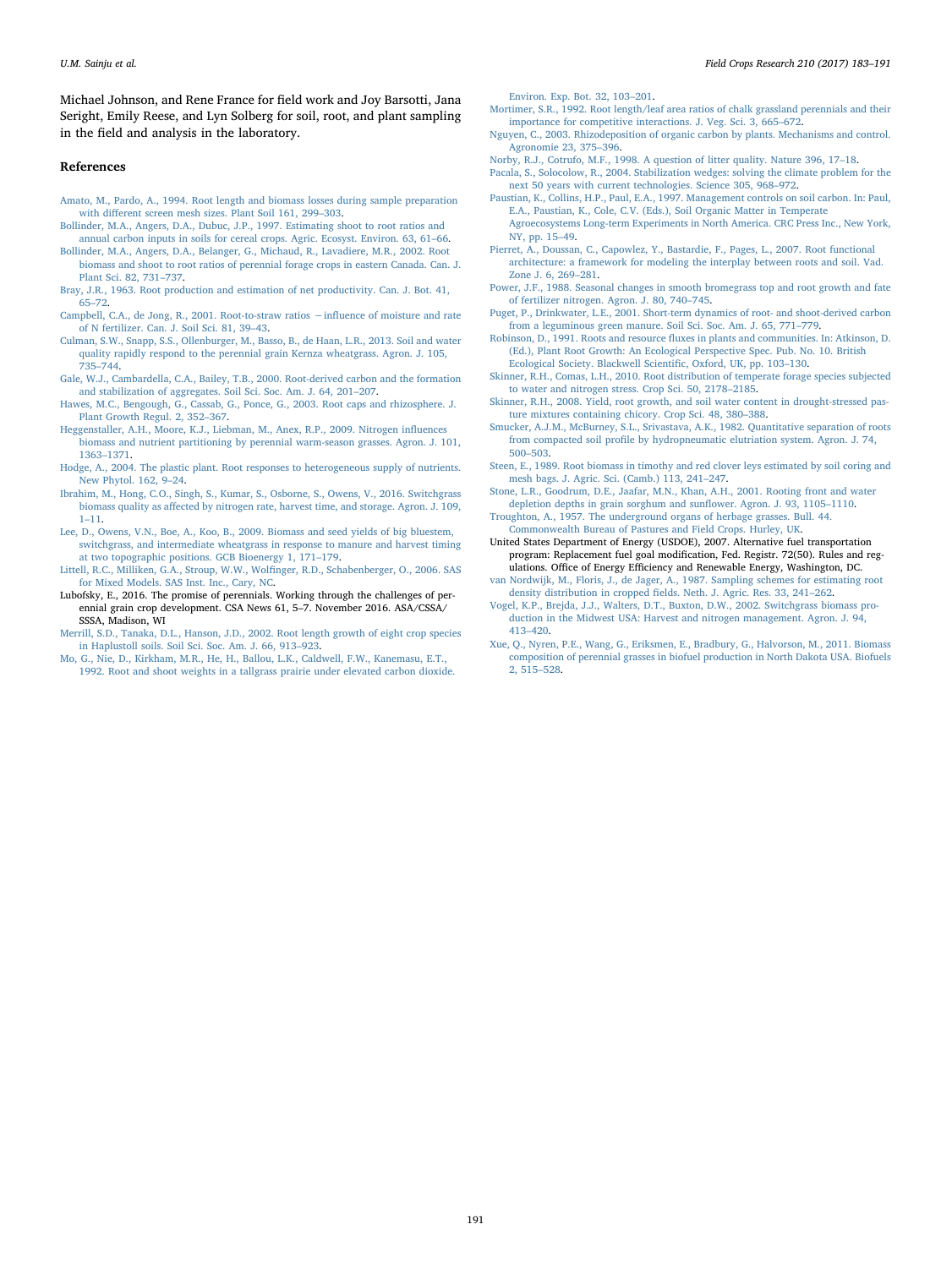Michael Johnson, and Rene France for field work and Joy Barsotti, Jana Seright, Emily Reese, and Lyn Solberg for soil, root, and plant sampling in the field and analysis in the laboratory.

## References

Amato, M., Pardo, A., 1994. Root length and biomass losses during sample preparation with different screen mesh sizes. Plant Soil 161, 299–303.

Bollinder, M.A., Angers, D.A., Dubuc, J.P., 1997. Estimating shoot to root ratios and annual carbon inputs in soils for cereal crops. Agric. Ecosyst. Environ. 63, 61–66.

Bollinder, M.A., Angers, D.A., Belanger, G., Michaud, R., Lavadiere, M.R., 2002. Root biomass and shoot to root ratios of perennial forage crops in eastern Canada. Can. J. Plant Sci. 82, 731–737.

Bray, J.R., 1963. Root production and estimation of net productivity. Can. J. Bot. 41, 65–72.

Campbell, C.A., de Jong, R., 2001. Root-to-straw ratios −influence of moisture and rate of N fertilizer. Can. J. Soil Sci. 81, 39–43.

Culman, S.W., Snapp, S.S., Ollenburger, M., Basso, B., de Haan, L.R., 2013. Soil and water quality rapidly respond to the perennial grain Kernza wheatgrass. Agron. J. 105, 735–744.

Gale, W.J., Cambardella, C.A., Bailey, T.B., 2000. Root-derived carbon and the formation and stabilization of aggregates. Soil Sci. Soc. Am. J. 64, 201–207.

Hawes, M.C., Bengough, G., Cassab, G., Ponce, G., 2003. Root caps and rhizosphere. J. Plant Growth Regul. 2, 352–367.

Heggenstaller, A.H., Moore, K.J., Liebman, M., Anex, R.P., 2009. Nitrogen influences biomass and nutrient partitioning by perennial warm-season grasses. Agron. J. 101, 1363–1371.

Hodge, A., 2004. The plastic plant. Root responses to heterogeneous supply of nutrients. New Phytol. 162, 9–24.

Ibrahim, M., Hong, C.O., Singh, S., Kumar, S., Osborne, S., Owens, V., 2016. Switchgrass biomass quality as affected by nitrogen rate, harvest time, and storage. Agron. J. 109, 1–11.

Lee, D., Owens, V.N., Boe, A., Koo, B., 2009. Biomass and seed yields of big bluestem, switchgrass, and intermediate wheatgrass in response to manure and harvest timing at two topographic positions. GCB Bioenergy 1, 171–179.

Littell, R.C., Milliken, G.A., Stroup, W.W., Wolfinger, R.D., Schabenberger, O., 2006. SAS for Mixed Models. SAS Inst. Inc., Cary, NC.

Lubofsky, E., 2016. The promise of perennials. Working through the challenges of perennial grain crop development. CSA News 61, 5–7. November 2016. ASA/CSSA/SSSA, Madison, WI

Merrill, S.D., Tanaka, D.L., Hanson, J.D., 2002. Root length growth of eight crop species in Haplustoll soils. Soil Sci. Soc. Am. J. 66, 913–923.

Mo, G., Nie, D., Kirkham, M.R., He, H., Ballou, L.K., Caldwell, F.W., Kanemasu, E.T., 1992. Root and shoot weights in a tallgrass prairie under elevated carbon dioxide. Environ. Exp. Bot. 32, 103–201.

Mortimer, S.R., 1992. Root length/leaf area ratios of chalk grassland perennials and their importance for competitive interactions. J. Veg. Sci. 3, 665–672.

Nguyen, C., 2003. Rhizodeposition of organic carbon by plants. Mechanisms and control. Agronomie 23, 375–396.

Norby, R.J., Cotrufo, M.F., 1998. A question of litter quality. Nature 396, 17–18.

Pacala, S., Solocolow, R., 2004. Stabilization wedges: solving the climate problem for the next 50 years with current technologies. Science 305, 968–972.

Paustian, K., Collins, H.P., Paul, E.A., 1997. Management controls on soil carbon. In: Paul, E.A., Paustian, K., Cole, C.V. (Eds.), Soil Organic Matter in Temperate Agroecosystems Long-term Experiments in North America. CRC Press Inc., New York, NY, pp. 15–49.

Pierret, A., Doussan, C., Capowlez, Y., Bastardie, F., Pages, L., 2007. Root functional architecture: a framework for modeling the interplay between roots and soil. Vad. Zone J. 6, 269–281.

Power, J.F., 1988. Seasonal changes in smooth bromegrass top and root growth and fate of fertilizer nitrogen. Agron. J. 80, 740–745.

Puget, P., Drinkwater, L.E., 2001. Short-term dynamics of root- and shoot-derived carbon from a leguminous green manure. Soil Sci. Soc. Am. J. 65, 771–779.

Robinson, D., 1991. Roots and resource fluxes in plants and communities. In: Atkinson, D. (Ed.), Plant Root Growth: An Ecological Perspective Spec. Pub. No. 10. British Ecological Society. Blackwell Scientific, Oxford, UK, pp. 103–130.

Skinner, R.H., Comas, L.H., 2010. Root distribution of temperate forage species subjected to water and nitrogen stress. Crop Sci. 50, 2178–2185.

Skinner, R.H., 2008. Yield, root growth, and soil water content in drought-stressed pasture mixtures containing chicory. Crop Sci. 48, 380–388.

Smucker, A.J.M., McBurney, S.L., Srivastava, A.K., 1982. Quantitative separation of roots from compacted soil profile by hydropneumatic elutriation system. Agron. J. 74, 500–503.

Steen, E., 1989. Root biomass in timothy and red clover leys estimated by soil coring and mesh bags. J. Agric. Sci. (Camb.) 113, 241–247.

Stone, L.R., Goodrum, D.E., Jaafar, M.N., Khan, A.H., 2001. Rooting front and water depletion depths in grain sorghum and sunflower. Agron. J. 93, 1105–1110.

Troughton, A., 1957. The underground organs of herbage grasses. Bull. 44. Commonwealth Bureau of Pastures and Field Crops. Hurley, UK.

United States Department of Energy (USDOE), 2007. Alternative fuel transportation program: Replacement fuel goal modification, Fed. Registr. 72(50). Rules and regulations. Office of Energy Efficiency and Renewable Energy, Washington, DC.

van Nordwijk, M., Floris, J., de Jager, A., 1987. Sampling schemes for estimating root density distribution in cropped fields. Neth. J. Agric. Res. 33, 241–262.

Vogel, K.P., Brejda, J.J., Walters, D.T., Buxton, D.W., 2002. Switchgrass biomass production in the Midwest USA: Harvest and nitrogen management. Agron. J. 94, 413–420.

Xue, Q., Nyren, P.E., Wang, G., Eriksmen, E., Bradbury, G., Halvorson, M., 2011. Biomass composition of perennial grasses in biofuel production in North Dakota USA. Biofuels 2, 515–528.